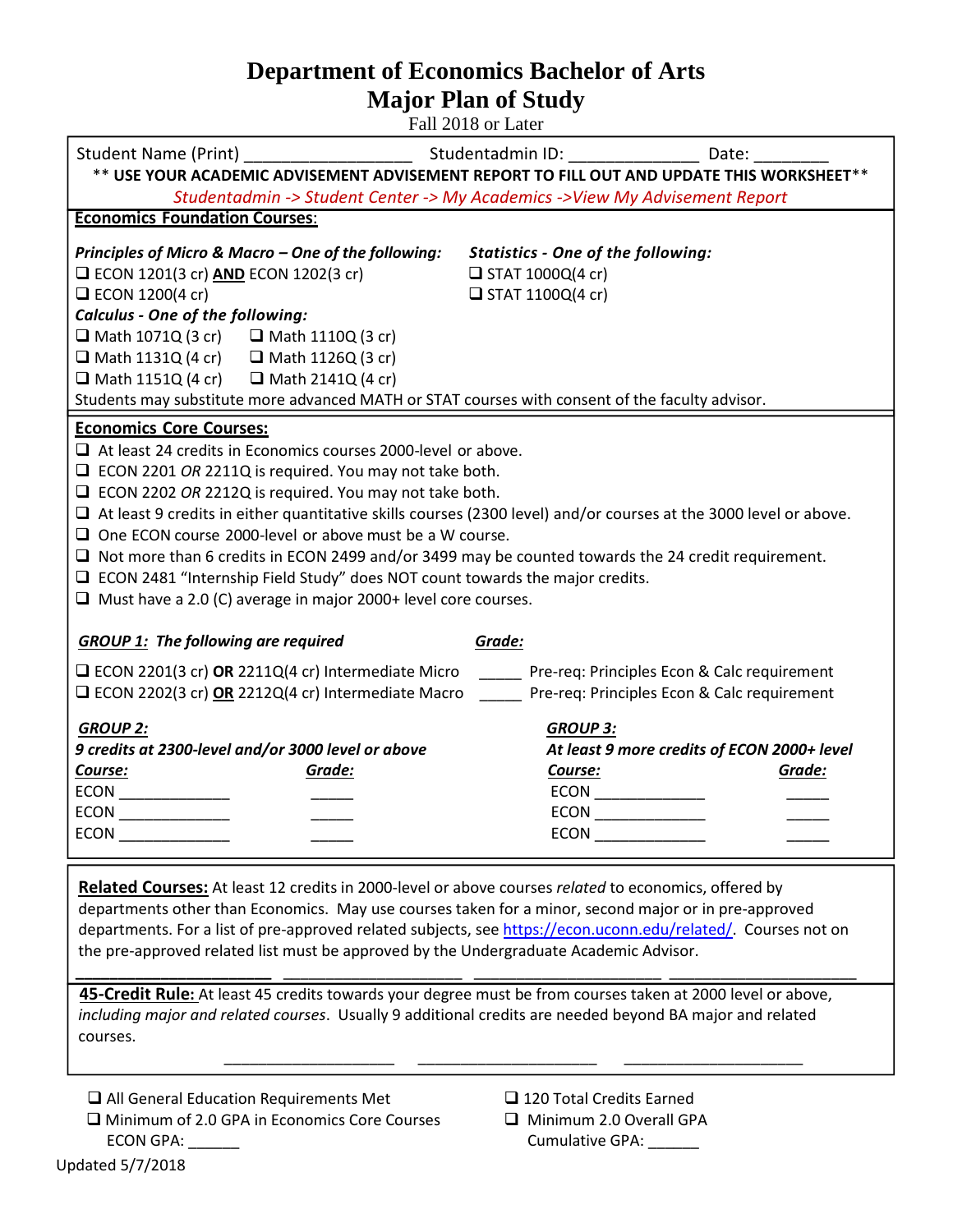# Department of Economics Bachelor of Arts
# Major Plan of Study

Fall 2018 or Later

Student Name (Print) ________________ Studentadmin ID: ______________ Date: ________

**** USE YOUR ACADEMIC ADVISEMENT ADVISEMENT REPORT TO FILL OUT AND UPDATE THIS WORKSHEET****

*Studentadmin -> Student Center -> My Academics ->View My Advisement Report*

## Economics Foundation Courses:

***Principles of Micro & Macro – One of the following:***

❑ ECON 1201(3 cr) **AND** ECON 1202(3 cr)

❑ ECON 1200(4 cr)

***Statistics - One of the following:***

❑ STAT 1000Q(4 cr)

❑ STAT 1100Q(4 cr)

***Calculus - One of the following:***

❑ Math 1071Q (3 cr)    ❑ Math 1110Q (3 cr)

❑ Math 1131Q (4 cr)    ❑ Math 1126Q (3 cr)

❑ Math 1151Q (4 cr)    ❑ Math 2141Q (4 cr)

Students may substitute more advanced MATH or STAT courses with consent of the faculty advisor.

## Economics Core Courses:

❑ At least 24 credits in Economics courses 2000-level or above.

❑ ECON 2201 *OR* 2211Q is required. You may not take both.

❑ ECON 2202 *OR* 2212Q is required. You may not take both.

❑ At least 9 credits in either quantitative skills courses (2300 level) and/or courses at the 3000 level or above.

❑ One ECON course 2000-level or above must be a W course.

❑ Not more than 6 credits in ECON 2499 and/or 3499 may be counted towards the 24 credit requirement.

❑ ECON 2481 "Internship Field Study" does NOT count towards the major credits.

❑ Must have a 2.0 (C) average in major 2000+ level core courses.

***GROUP 1: The following are required*** | ***Grade:***

❑ ECON 2201(3 cr) **OR** 2211Q(4 cr) Intermediate Micro _____ Pre-req: Principles Econ & Calc requirement

❑ ECON 2202(3 cr) **OR** 2212Q(4 cr) Intermediate Macro _____ Pre-req: Principles Econ & Calc requirement

***GROUP 2:***
***9 credits at 2300-level and/or 3000 level or above***

| ***Course:*** | ***Grade:*** |
|---|---|
| ECON ____________ | _____ |
| ECON ____________ | _____ |
| ECON ____________ | _____ |

***GROUP 3:***
***At least 9 more credits of ECON 2000+ level***

| ***Course:*** | ***Grade:*** |
|---|---|
| ECON ____________ | _____ |
| ECON ____________ | _____ |
| ECON ____________ | _____ |

**Related Courses:** At least 12 credits in 2000-level or above courses *related* to economics, offered by departments other than Economics. May use courses taken for a minor, second major or in pre-approved departments. For a list of pre-approved related subjects, see [https://econ.uconn.edu/related/](https://econ.uconn.edu/related/). Courses not on the pre-approved related list must be approved by the Undergraduate Academic Advisor.

______________ ______________ ______________ ______________

**45-Credit Rule:** At least 45 credits towards your degree must be from courses taken at 2000 level or above, *including major and related courses*. Usually 9 additional credits are needed beyond BA major and related courses.

______________ ______________ ______________

❑ All General Education Requirements Met

❑ Minimum of 2.0 GPA in Economics Core Courses
ECON GPA: ______

❑ 120 Total Credits Earned

❑ Minimum 2.0 Overall GPA
Cumulative GPA: ______

Updated 5/7/2018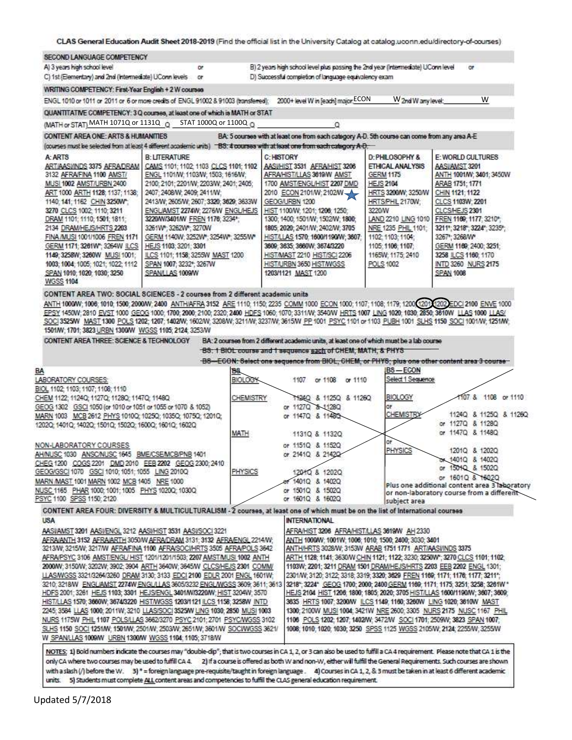**CLAS General Education Audit Sheet 2018-2019** (Find the official list in the University Catalog at catalog.uconn.edu/directory-of-courses)

## SECOND LANGUAGE COMPETENCY

A) 3 years high school level or B) 2 years high school level plus passing the 2nd year (Intermediate) UConn level or C) 1st (Elementary) and 2nd (Intermediate) UConn levels or D) Successful completion of language equivalency exam

## WRITING COMPETENCY: First-Year English + 2 W courses

ENGL 1010 or 1011 or 2011 or 6 or more credits of ENGL 91002 & 91003 (transferred); 2000+ level W in [each] major ECON W 2nd W any level: W

## QUANTITATIVE COMPETENCY: 3 Q courses, at least one of which is MATH or STAT

(MATH or STAT) MATH 1071Q or 1131Q Q STAT 1000Q or 1100Q Q Q

## CONTENT AREA ONE: ARTS & HUMANITIES

(courses must be selected from at least 4 different academic units) BA: 5 courses with at least one from each category A-D. 5th course can come from any area A-E

~~BS: 4 courses with at least one from each category A-D.~~

**A: ARTS**
ART/AASI/INDS 3375 AFRA/DRAM 3132 AFRA/FINA 1100 AMST/MUSI 1002 AMST/URBN 2400 ART 1000 ARTH 1128; 1137; 1138; 1140; 141; 1162 CHIN 3250W*; 3270 CLCS 1002; 1110; 3211 DRAM 1101; 1110; 1501; 1811; 2134 DRAM/HEJS/HRTS 2203 FINA /MUSI 1001/1006 FREN 1171 GERM 1171; 3261W*; 3264W ILCS 1149; 3258W; 3260W MUSI 1001; 1003; 1004; 1005; 1021; 1022; 1112 SPAN 1010; 1020; 1030; 3250 WGSS 1104

**B: LITERATURE**
CAMS 1101; 1102; 1103 CLCS 1101; 1102 ENGL 1101/W; 1103/W; 1503; 1616/W; 2100; 2101; 2201/W; 2203/W; 2401; 2405; 2407; 2408/W; 2409; 2411/W; 2413/W; 2605/W; 2607; 3320; 3629; 3633W ENGL/AMST 2274W; 2276W ENGL/HEJS 3220/W/3401/W FREN 1176; 3234*; 3261W*; 3262W*; 3270W GERM 1140W; 3252W*; 3254W*; 3255/W* HEJS 1103; 3201; 3301 ILCS 1101; 1158; 3255W MAST 1200 SPAN 1007; 3232*; 3267W SPAN/LLAS 1009/W

**C: HISTORY**
AASI/HIST 3531 AFRA/HIST 3206 AFRA/HIST/LLAS 3619/W AMST 1700 AMST/ENGL/HIST 2207 DMD 2010 ECON 2101/W; 2102/W ★ GEOG/URBN 1200 HIST 1100/W; 1201; 1206; 1250; 1300; 1400; 1501/W; 1502/W; 1800; 1805; 2020; 2401/W; 2402/W; 3705 HIST/LLAS 1570; 1600/1190/W; 3607; 3609; 3635; 3660W; 3674/3220 HIST/MAST 2210 HIST/SCI 2206 HIST/URBN 3650 HIST/WGSS 1203/1121 MAST 1200

**D: PHILOSOPHY & ETHICAL ANALYSIS**
GERM 1175 HEJS 2104 HRTS 3200/W; 3250/W HRTS/PHIL 2170W; 3220/W LAND 2210 LING 1010 NRE 1235 PHIL 1101; 1102; 1103; 1104; 1105; 1106; 1107; 1165W; 1175; 2410 POLS 1002

**E: WORLD CULTURES**
AASI/AMST 3201 ANTH 1001W; 3401; 3450W ARAB 1751; 1771 CHIN 1121; 1122 CLCS 1103W; 2201 CLCS/HEJS 2301 FREN 1169; 1177; 3210*; 3211*; 3218*; 3224*; 3235*; 3267*; 3268W* GERM 1169; 2400; 3251; 3258 ILCS 1160; 1170 INTD 3260 NURS 2175 SPAN 1008

## CONTENT AREA TWO: SOCIAL SCIENCES - 2 courses from 2 different academic units

ANTH 1000W; 1006; 1010; 1500; 2000W; 2400 ANTH/AFRA 3152 ARE 1110; 1150; 2235 COMM 1000 ECON 1000; 1107; 1108; 1179; 1200; (1201) (1202) EDCI 2100 ENVE 1000 EPSY 1450W; 2810 EVST 1000 GEOG 1000; 1700; 2000; 2100; 2320; 2400 HDFS 1060; 1070; 3311/W; 3540/W HRTS 1007 LING 1020; 1030; 2850; 3610W LLAS 1000 LLAS/SOCI 3525W MAST 1300 POLS 1202; 1207; 1402/W; 1602/W; 3208/W; 3211/W; 3237/W; 3615/W PP 1001 PSYC 1101 or 1103 PUBH 1001 SLHS 1150 SOCI 1001/W; 1251/W; 1501/W; 1701; 3823 URBN 1300/W WGSS 1105; 2124; 3253/W

## CONTENT AREA THREE: SCIENCE & TECHNOLOGY

BA: 2 courses from 2 different academic units, at least one of which must be a lab course

~~BS: 1 BIOL course and 1 sequence each of CHEM, MATH, & PHYS~~

~~BS—ECON: Select one sequence from BIOL, CHEM, or PHYS; plus one other content area 3 course~~

**BA**

LABORATORY COURSES:
BIOL 1102; 1103; 1107; 1108; 1110
CHEM 1122; 1124Q; 1127Q; 1128Q; 1147Q; 1148Q
GEOG 1302 GSCI 1050 (or 1010 or 1051 or 1055 or 1070 & 1052)
MARN 1003 MCB 2612 PHYS 1010Q; 1025Q; 1035Q; 1075Q; 1201Q; 1202Q; 1401Q; 1402Q; 1501Q; 1502Q; 1600Q; 1601Q; 1602Q

NON-LABORATORY COURSES
AH/NUSC 1030 ANSC/NUSC 1645 BME/CSE/MCB/PNB 1401
CHEG 1200 COGS 2201 DMD 2010 EEB 2202 GEOG 2300; 2410
GEOG/GSCI 1070 GSCI 1010; 1051; 1055 LING 2010Q
MARN /MAST 1001 MARN 1002 MCB 1405 NRE 1000
NUSC 1165 PHAR 1000; 1001; 1005 PHYS 1020Q; 1030Q
PSYC 1100 SPSS 1150; 2120

~~**BS**~~

| | |
|---|---|
| BIOLOGY | 1107 or 1108 or 1110 |
| CHEMISTRY | 1124Q & 1125Q & 1126Q or 1127Q & 1128Q or 1147Q & 1148Q |
| MATH | 1131Q & 1132Q or 1151Q & 1152Q or 2141Q & 2142Q |
| PHYSICS | 1201Q & 1202Q or 1401Q & 1402Q or 1501Q & 1502Q or 1601Q & 1602Q |

~~**BS — ECON**~~

Select 1 Sequence

| | |
|---|---|
| BIOLOGY or | 1107 & 1108 or 1110 |
| CHEMISTRY or | 1124Q & 1125Q & 1126Q or 1127Q & 1128Q or 1147Q & 1148Q |
| PHYSICS | 1201Q & 1202Q or 1401Q & 1402Q or 1501Q & 1502Q or 1601Q & 1602Q |

Plus one additional content area 3 laboratory or non-laboratory course from a different subject area

## CONTENT AREA FOUR: DIVERSITY & MULTICULTURALISM - 2 courses, at least one of which must be on the list of International courses

**USA**
AASI/AMST 3201 AASI/ENGL 3212 AASI/HIST 3531 AASI/SOCI 3221 AFRA/ANTH 3152 AFRA/ARTH 3050/W AFRA/DRAM 3131; 3132 AFRA/ENGL 2214/W; 3213/W; 3215/W; 3217/W AFRA/FINA 1100 AFRA/SOCI/HRTS 3505 AFRA/POLS 3642 AFRA/PSYC 3106 AMST/ENGL/ HIST 1201/1201/1503; 2207 AMST/MUSI 1002 ANTH 2000/W; 3150/W; 3202/W; 3902; 3904 ARTH 3640W; 3645/W CLCS/HEJS 2301 COMM/LLAS/WGSS 3321/3264/3260 DRAM 3130; 3133 EDCI 2100 EDLR 2001 ENGL 1601/W; 3210; 3218/W ENGL/AMST 2274W ENGL/LLAS 3605/3232 ENGL/WGSS 3609; 3611; 3613 HDFS 2001; 3261 HEJS 1103; 3301 HEJS/ENGL 3401/W/3220/W; HIST 3204/W; 3570 HIST/LLAS 1570; 3660W; 3674/3220 HIST/WGSS 1203/1121 ILCS 1158; 3258/W INTD 2245; 3584 LLAS 1000; 2011/W; 3210 LLAS/SOCI 3525/W LING 1030; 2850 MUSI 1003 NURS 1175/W PHIL 1107 POLS/LLAS 3662/3270 PSYC 2101; 2701 PSYC/WGSS 3102 SLHS 1150 SOCI 1251/W; 1501/W; 2501/W; 2503/W; 2651/W; 3601/W SOCI/WGSS 3621/W SPAN/LLAS 1009/W URBN 1300/W WGSS 1104; 1105; 3718/W

**INTERNATIONAL**
AFRA/HIST 3206 AFRA/HIST/LLAS 3619/W AH 2330 ANTH 1000/W; 1001/W; 1006; 1010; 1500; 2400; 3030; 3401 ANTH/HRTS 3028/W; 3153/W ARAB 1751 1771 ART/AASI/INDS 3375 ARTH 1128; 1141; 3630/W CHIN 1121; 1122; 3230; 3250/W*; 3270 CLCS 1101; 1102; 1103/W; 2201; 3211 DRAM 1501 DRAM/HEJS/HRTS 2203 EEB 2202 ENGL 1301; 2301/W; 3120; 3122; 3318; 3319; 3320; 3629 FREN 1169; 1171; 1176; 1177; 3211*; 3218*; 3224* GEOG 1700; 2000; 2400 GERM 1169; 1171; 1175; 3251; 3258; 3261/W* HEJS 2104 HIST 1206; 1800; 1805; 2020; 3705 HIST/LLAS 1600/1190/W; 3607; 3609; 3635 HRTS 1007; 3200/W ILCS 1149; 1160; 3260/W LING 1020; 3610W MAST 1300; 2100/W MUSI 1004; 3421/W NRE 2600; 3305 NURS 2175 NUSC 1167 PHIL 1106 POLS 1202; 1207; 1402/W; 3472/W SOCI 1701; 2509/W; 3823 SPAN 1007; 1008; 1010; 1020; 1030; 3250 SPSS 1125 WGSS 2105/W; 2124; 2255/W; 3255/W

**NOTES:** 1) Bold numbers indicate the courses may "double-dip"; that is two courses in CA 1, 2, or 3 can also be used to fulfill a CA 4 requirement. Please note that CA 1 is the only CA where two courses may be used to fulfill CA 4. 2) If a course is offered as both W and non-W, either will fulfill the General Requirements. Such courses are shown with a slash (/) before the W. 3) * = foreign language pre-requisite/taught in foreign language. 4) Courses in CA 1, 2, & 3 must be taken in at least 6 different academic units. 5) Students must complete ALL content areas and competencies to fulfill the CLAS general education requirement.

Updated 5/7/2018